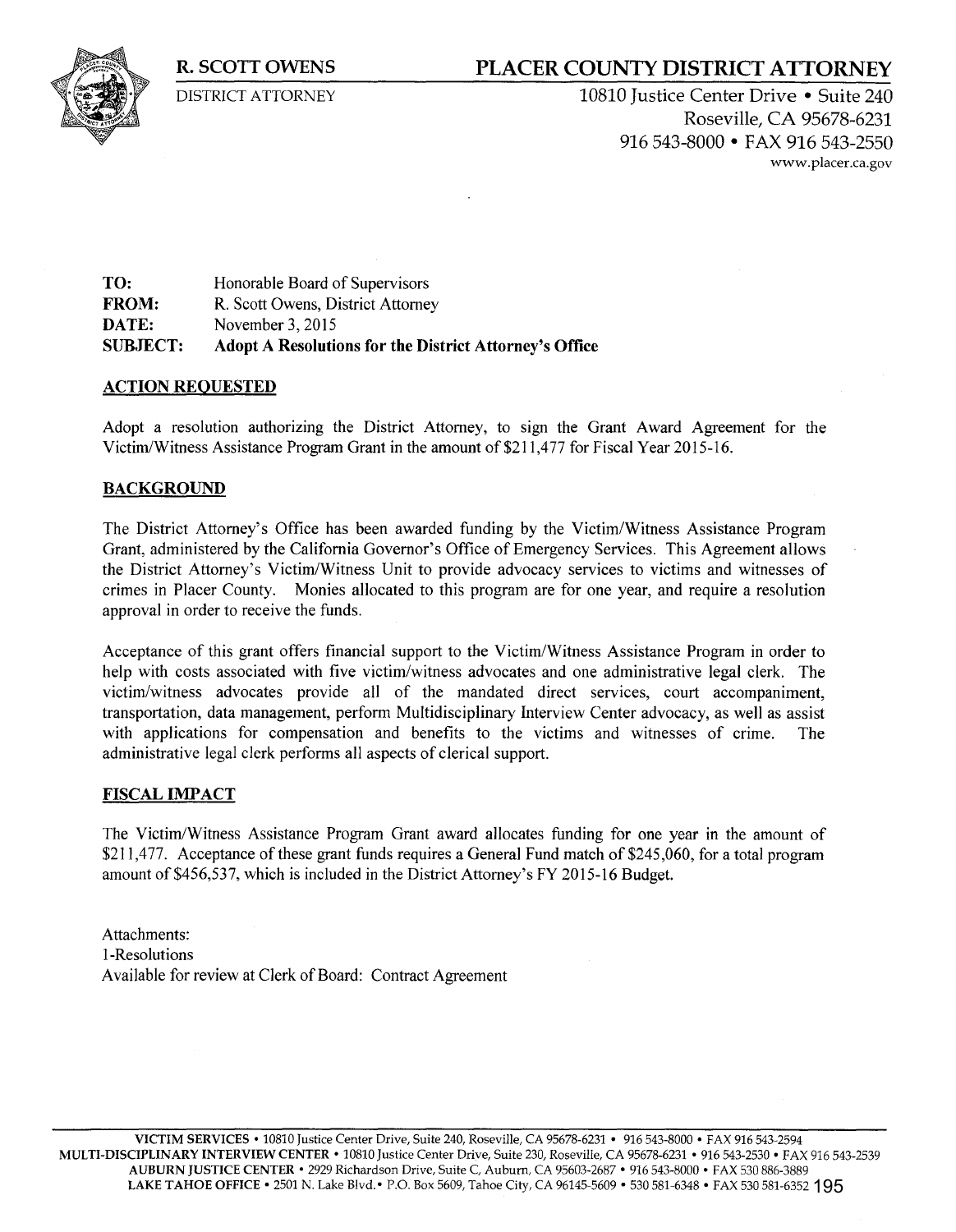**R. SCOTT OWENS**

DISTRICT ATTORNEY

# PLACER COUNTY DISTRICT ATTORNEY

10810 Justice Center Drive • Suite 240
Roseville, CA 95678-6231
916 543-8000 • FAX 916 543-2550
www.placer.ca.gov

| | |
|---|---|
| **TO:** | Honorable Board of Supervisors |
| **FROM:** | R. Scott Owens, District Attorney |
| **DATE:** | November 3, 2015 |
| **SUBJECT:** | **Adopt A Resolutions for the District Attorney's Office** |

## ACTION REQUESTED

Adopt a resolution authorizing the District Attorney, to sign the Grant Award Agreement for the Victim/Witness Assistance Program Grant in the amount of $211,477 for Fiscal Year 2015-16.

## BACKGROUND

The District Attorney's Office has been awarded funding by the Victim/Witness Assistance Program Grant, administered by the California Governor's Office of Emergency Services. This Agreement allows the District Attorney's Victim/Witness Unit to provide advocacy services to victims and witnesses of crimes in Placer County. Monies allocated to this program are for one year, and require a resolution approval in order to receive the funds.

Acceptance of this grant offers financial support to the Victim/Witness Assistance Program in order to help with costs associated with five victim/witness advocates and one administrative legal clerk. The victim/witness advocates provide all of the mandated direct services, court accompaniment, transportation, data management, perform Multidisciplinary Interview Center advocacy, as well as assist with applications for compensation and benefits to the victims and witnesses of crime. The administrative legal clerk performs all aspects of clerical support.

## FISCAL IMPACT

The Victim/Witness Assistance Program Grant award allocates funding for one year in the amount of $211,477. Acceptance of these grant funds requires a General Fund match of $245,060, for a total program amount of $456,537, which is included in the District Attorney's FY 2015-16 Budget.

Attachments:
1-Resolutions
Available for review at Clerk of Board: Contract Agreement

**VICTIM SERVICES** • 10810 Justice Center Drive, Suite 240, Roseville, CA 95678-6231 • 916 543-8000 • FAX 916 543-2594
**MULTI-DISCIPLINARY INTERVIEW CENTER** • 10810 Justice Center Drive, Suite 230, Roseville, CA 95678-6231 • 916 543-2530 • FAX 916 543-2539
**AUBURN JUSTICE CENTER** • 2929 Richardson Drive, Suite C, Auburn, CA 95603-2687 • 916 543-8000 • FAX 530 886-3889
**LAKE TAHOE OFFICE** • 2501 N. Lake Blvd.• P.O. Box 5609, Tahoe City, CA 96145-5609 • 530 581-6348 • FAX 530 581-6352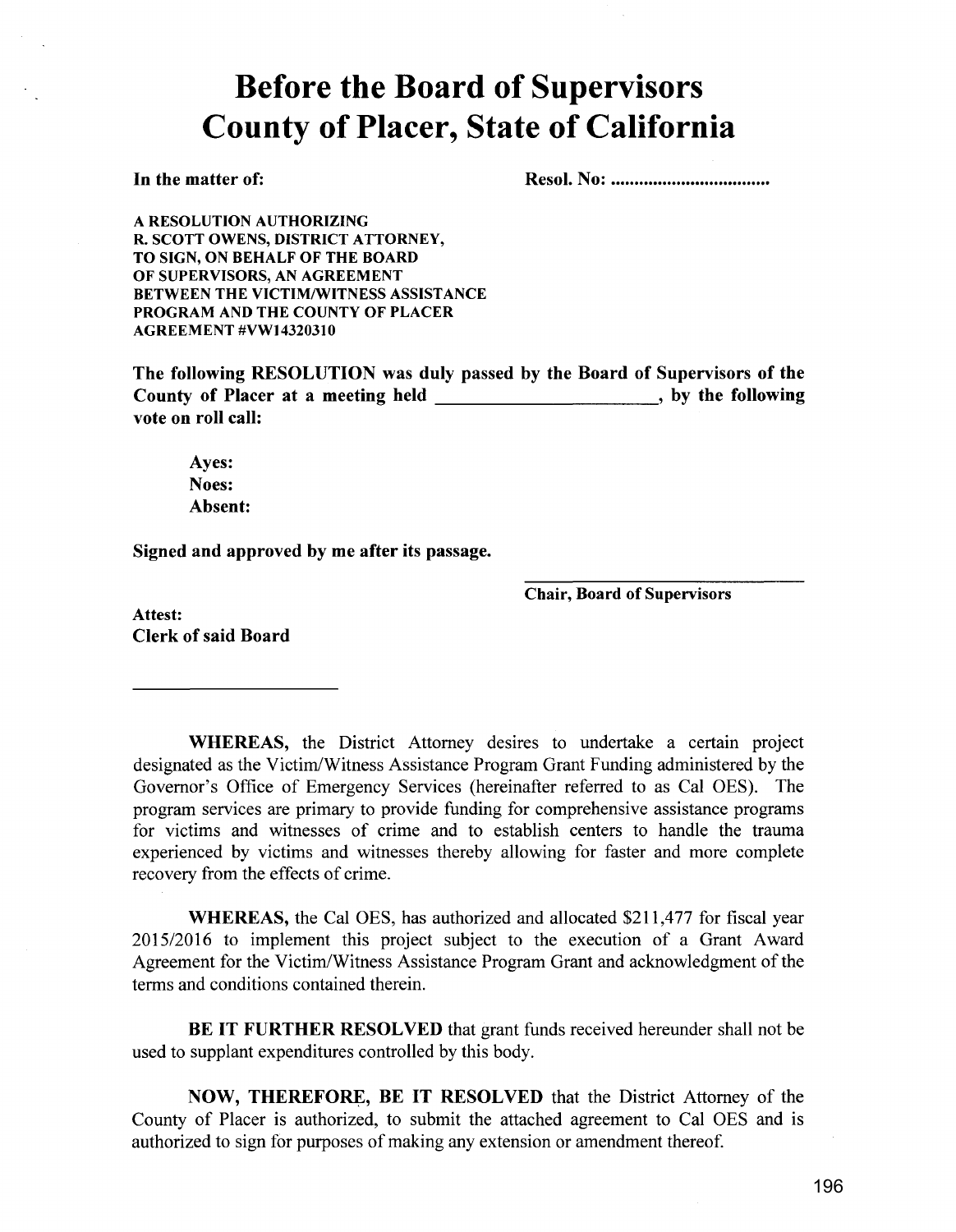# Before the Board of Supervisors
# County of Placer, State of California

**In the matter of:** **Resol. No: ..................................**

**A RESOLUTION AUTHORIZING R. SCOTT OWENS, DISTRICT ATTORNEY, TO SIGN, ON BEHALF OF THE BOARD OF SUPERVISORS, AN AGREEMENT BETWEEN THE VICTIM/WITNESS ASSISTANCE PROGRAM AND THE COUNTY OF PLACER AGREEMENT #VW14320310**

**The following RESOLUTION was duly passed by the Board of Supervisors of the County of Placer at a meeting held ________________________, by the following vote on roll call:**

**Ayes:**
**Noes:**
**Absent:**

**Signed and approved by me after its passage.**

______________________________
**Chair, Board of Supervisors**

**Attest:**
**Clerk of said Board**

______________________

**WHEREAS,** the District Attorney desires to undertake a certain project designated as the Victim/Witness Assistance Program Grant Funding administered by the Governor's Office of Emergency Services (hereinafter referred to as Cal OES). The program services are primary to provide funding for comprehensive assistance programs for victims and witnesses of crime and to establish centers to handle the trauma experienced by victims and witnesses thereby allowing for faster and more complete recovery from the effects of crime.

**WHEREAS,** the Cal OES, has authorized and allocated $211,477 for fiscal year 2015/2016 to implement this project subject to the execution of a Grant Award Agreement for the Victim/Witness Assistance Program Grant and acknowledgment of the terms and conditions contained therein.

**BE IT FURTHER RESOLVED** that grant funds received hereunder shall not be used to supplant expenditures controlled by this body.

**NOW, THEREFORE, BE IT RESOLVED** that the District Attorney of the County of Placer is authorized, to submit the attached agreement to Cal OES and is authorized to sign for purposes of making any extension or amendment thereof.